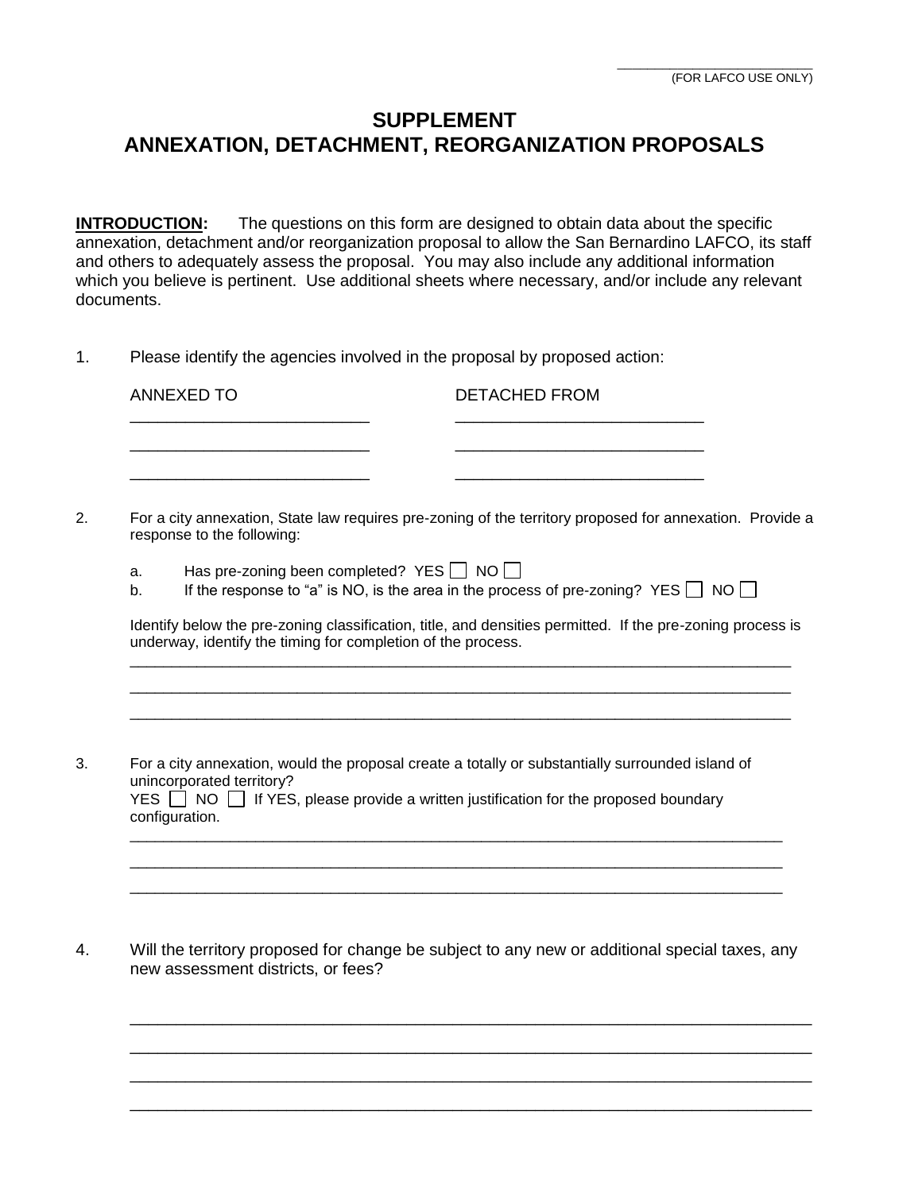\_\_\_\_\_\_\_\_\_\_\_\_\_\_\_\_\_\_\_\_\_\_\_\_
(FOR LAFCO USE ONLY)

# SUPPLEMENT
# ANNEXATION, DETACHMENT, REORGANIZATION PROPOSALS

**INTRODUCTION:** The questions on this form are designed to obtain data about the specific annexation, detachment and/or reorganization proposal to allow the San Bernardino LAFCO, its staff and others to adequately assess the proposal. You may also include any additional information which you believe is pertinent. Use additional sheets where necessary, and/or include any relevant documents.

1. Please identify the agencies involved in the proposal by proposed action:

| ANNEXED TO | DETACHED FROM |
|---|---|
| \_\_\_\_\_\_\_\_\_\_\_\_\_\_\_\_\_\_\_\_\_\_\_\_ | \_\_\_\_\_\_\_\_\_\_\_\_\_\_\_\_\_\_\_\_\_\_\_\_ |
| \_\_\_\_\_\_\_\_\_\_\_\_\_\_\_\_\_\_\_\_\_\_\_\_ | \_\_\_\_\_\_\_\_\_\_\_\_\_\_\_\_\_\_\_\_\_\_\_\_ |
| \_\_\_\_\_\_\_\_\_\_\_\_\_\_\_\_\_\_\_\_\_\_\_\_ | \_\_\_\_\_\_\_\_\_\_\_\_\_\_\_\_\_\_\_\_\_\_\_\_ |

2. For a city annexation, State law requires pre-zoning of the territory proposed for annexation. Provide a response to the following:

   a. Has pre-zoning been completed? YES ☐ NO ☐
   b. If the response to "a" is NO, is the area in the process of pre-zoning? YES ☐ NO ☐

   Identify below the pre-zoning classification, title, and densities permitted. If the pre-zoning process is underway, identify the timing for completion of the process.

   \_\_\_\_\_\_\_\_\_\_\_\_\_\_\_\_\_\_\_\_\_\_\_\_\_\_\_\_\_\_\_\_\_\_\_\_\_\_\_\_\_\_\_\_\_\_\_\_\_\_\_\_\_\_\_\_\_\_\_\_\_\_\_\_\_\_

   \_\_\_\_\_\_\_\_\_\_\_\_\_\_\_\_\_\_\_\_\_\_\_\_\_\_\_\_\_\_\_\_\_\_\_\_\_\_\_\_\_\_\_\_\_\_\_\_\_\_\_\_\_\_\_\_\_\_\_\_\_\_\_\_\_\_

   \_\_\_\_\_\_\_\_\_\_\_\_\_\_\_\_\_\_\_\_\_\_\_\_\_\_\_\_\_\_\_\_\_\_\_\_\_\_\_\_\_\_\_\_\_\_\_\_\_\_\_\_\_\_\_\_\_\_\_\_\_\_\_\_\_\_

3. For a city annexation, would the proposal create a totally or substantially surrounded island of unincorporated territory?
   YES ☐ NO ☐ If YES, please provide a written justification for the proposed boundary configuration.

   \_\_\_\_\_\_\_\_\_\_\_\_\_\_\_\_\_\_\_\_\_\_\_\_\_\_\_\_\_\_\_\_\_\_\_\_\_\_\_\_\_\_\_\_\_\_\_\_\_\_\_\_\_\_\_\_\_\_\_\_\_\_\_\_\_\_

   \_\_\_\_\_\_\_\_\_\_\_\_\_\_\_\_\_\_\_\_\_\_\_\_\_\_\_\_\_\_\_\_\_\_\_\_\_\_\_\_\_\_\_\_\_\_\_\_\_\_\_\_\_\_\_\_\_\_\_\_\_\_\_\_\_\_

   \_\_\_\_\_\_\_\_\_\_\_\_\_\_\_\_\_\_\_\_\_\_\_\_\_\_\_\_\_\_\_\_\_\_\_\_\_\_\_\_\_\_\_\_\_\_\_\_\_\_\_\_\_\_\_\_\_\_\_\_\_\_\_\_\_\_

4. Will the territory proposed for change be subject to any new or additional special taxes, any new assessment districts, or fees?

   \_\_\_\_\_\_\_\_\_\_\_\_\_\_\_\_\_\_\_\_\_\_\_\_\_\_\_\_\_\_\_\_\_\_\_\_\_\_\_\_\_\_\_\_\_\_\_\_\_\_\_\_\_\_\_\_\_\_\_\_\_\_\_\_\_\_

   \_\_\_\_\_\_\_\_\_\_\_\_\_\_\_\_\_\_\_\_\_\_\_\_\_\_\_\_\_\_\_\_\_\_\_\_\_\_\_\_\_\_\_\_\_\_\_\_\_\_\_\_\_\_\_\_\_\_\_\_\_\_\_\_\_\_

   \_\_\_\_\_\_\_\_\_\_\_\_\_\_\_\_\_\_\_\_\_\_\_\_\_\_\_\_\_\_\_\_\_\_\_\_\_\_\_\_\_\_\_\_\_\_\_\_\_\_\_\_\_\_\_\_\_\_\_\_\_\_\_\_\_\_

   \_\_\_\_\_\_\_\_\_\_\_\_\_\_\_\_\_\_\_\_\_\_\_\_\_\_\_\_\_\_\_\_\_\_\_\_\_\_\_\_\_\_\_\_\_\_\_\_\_\_\_\_\_\_\_\_\_\_\_\_\_\_\_\_\_\_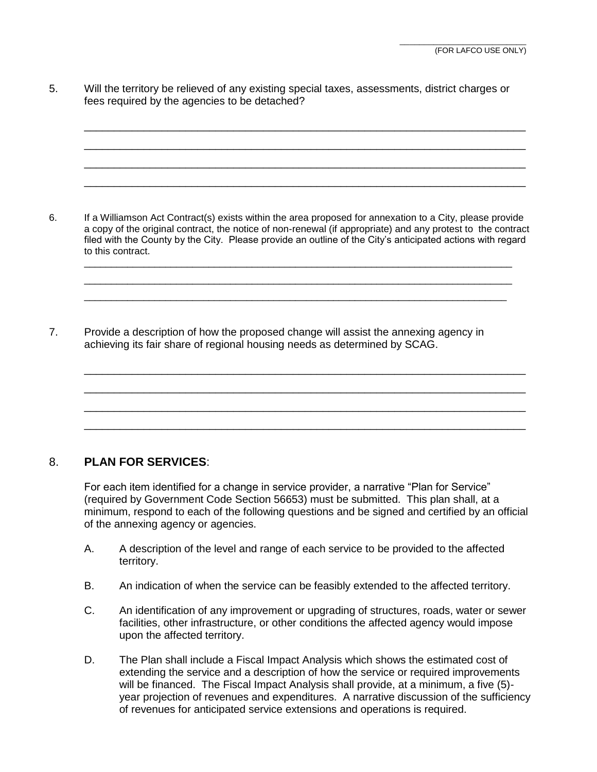\_\_\_\_\_\_\_\_\_\_\_\_\_\_\_\_\_\_\_\_\_\_\_\_\_\_\_

(FOR LAFCO USE ONLY)

5. Will the territory be relieved of any existing special taxes, assessments, district charges or fees required by the agencies to be detached?

\_\_\_\_\_\_\_\_\_\_\_\_\_\_\_\_\_\_\_\_\_\_\_\_\_\_\_\_\_\_\_\_\_\_\_\_\_\_\_\_\_\_\_\_\_\_\_\_\_\_\_\_\_\_\_\_\_\_\_\_\_\_\_\_\_\_\_\_\_\_\_\_

\_\_\_\_\_\_\_\_\_\_\_\_\_\_\_\_\_\_\_\_\_\_\_\_\_\_\_\_\_\_\_\_\_\_\_\_\_\_\_\_\_\_\_\_\_\_\_\_\_\_\_\_\_\_\_\_\_\_\_\_\_\_\_\_\_\_\_\_\_\_\_\_

\_\_\_\_\_\_\_\_\_\_\_\_\_\_\_\_\_\_\_\_\_\_\_\_\_\_\_\_\_\_\_\_\_\_\_\_\_\_\_\_\_\_\_\_\_\_\_\_\_\_\_\_\_\_\_\_\_\_\_\_\_\_\_\_\_\_\_\_\_\_\_\_

\_\_\_\_\_\_\_\_\_\_\_\_\_\_\_\_\_\_\_\_\_\_\_\_\_\_\_\_\_\_\_\_\_\_\_\_\_\_\_\_\_\_\_\_\_\_\_\_\_\_\_\_\_\_\_\_\_\_\_\_\_\_\_\_\_\_\_\_\_\_\_\_

6. If a Williamson Act Contract(s) exists within the area proposed for annexation to a City, please provide a copy of the original contract, the notice of non-renewal (if appropriate) and any protest to the contract filed with the County by the City. Please provide an outline of the City's anticipated actions with regard to this contract.

\_\_\_\_\_\_\_\_\_\_\_\_\_\_\_\_\_\_\_\_\_\_\_\_\_\_\_\_\_\_\_\_\_\_\_\_\_\_\_\_\_\_\_\_\_\_\_\_\_\_\_\_\_\_\_\_\_\_\_\_\_\_\_\_\_\_\_\_\_\_\_\_

\_\_\_\_\_\_\_\_\_\_\_\_\_\_\_\_\_\_\_\_\_\_\_\_\_\_\_\_\_\_\_\_\_\_\_\_\_\_\_\_\_\_\_\_\_\_\_\_\_\_\_\_\_\_\_\_\_\_\_\_\_\_\_\_\_\_\_\_\_\_\_\_

\_\_\_\_\_\_\_\_\_\_\_\_\_\_\_\_\_\_\_\_\_\_\_\_\_\_\_\_\_\_\_\_\_\_\_\_\_\_\_\_\_\_\_\_\_\_\_\_\_\_\_\_\_\_\_\_\_\_\_\_\_\_\_\_\_\_\_\_\_\_\_\_

7. Provide a description of how the proposed change will assist the annexing agency in achieving its fair share of regional housing needs as determined by SCAG.

\_\_\_\_\_\_\_\_\_\_\_\_\_\_\_\_\_\_\_\_\_\_\_\_\_\_\_\_\_\_\_\_\_\_\_\_\_\_\_\_\_\_\_\_\_\_\_\_\_\_\_\_\_\_\_\_\_\_\_\_\_\_\_\_\_\_\_\_\_\_\_\_

\_\_\_\_\_\_\_\_\_\_\_\_\_\_\_\_\_\_\_\_\_\_\_\_\_\_\_\_\_\_\_\_\_\_\_\_\_\_\_\_\_\_\_\_\_\_\_\_\_\_\_\_\_\_\_\_\_\_\_\_\_\_\_\_\_\_\_\_\_\_\_\_

\_\_\_\_\_\_\_\_\_\_\_\_\_\_\_\_\_\_\_\_\_\_\_\_\_\_\_\_\_\_\_\_\_\_\_\_\_\_\_\_\_\_\_\_\_\_\_\_\_\_\_\_\_\_\_\_\_\_\_\_\_\_\_\_\_\_\_\_\_\_\_\_

\_\_\_\_\_\_\_\_\_\_\_\_\_\_\_\_\_\_\_\_\_\_\_\_\_\_\_\_\_\_\_\_\_\_\_\_\_\_\_\_\_\_\_\_\_\_\_\_\_\_\_\_\_\_\_\_\_\_\_\_\_\_\_\_\_\_\_\_\_\_\_\_

8. **PLAN FOR SERVICES**:

   For each item identified for a change in service provider, a narrative "Plan for Service" (required by Government Code Section 56653) must be submitted. This plan shall, at a minimum, respond to each of the following questions and be signed and certified by an official of the annexing agency or agencies.

   A. A description of the level and range of each service to be provided to the affected territory.

   B. An indication of when the service can be feasibly extended to the affected territory.

   C. An identification of any improvement or upgrading of structures, roads, water or sewer facilities, other infrastructure, or other conditions the affected agency would impose upon the affected territory.

   D. The Plan shall include a Fiscal Impact Analysis which shows the estimated cost of extending the service and a description of how the service or required improvements will be financed. The Fiscal Impact Analysis shall provide, at a minimum, a five (5)-year projection of revenues and expenditures. A narrative discussion of the sufficiency of revenues for anticipated service extensions and operations is required.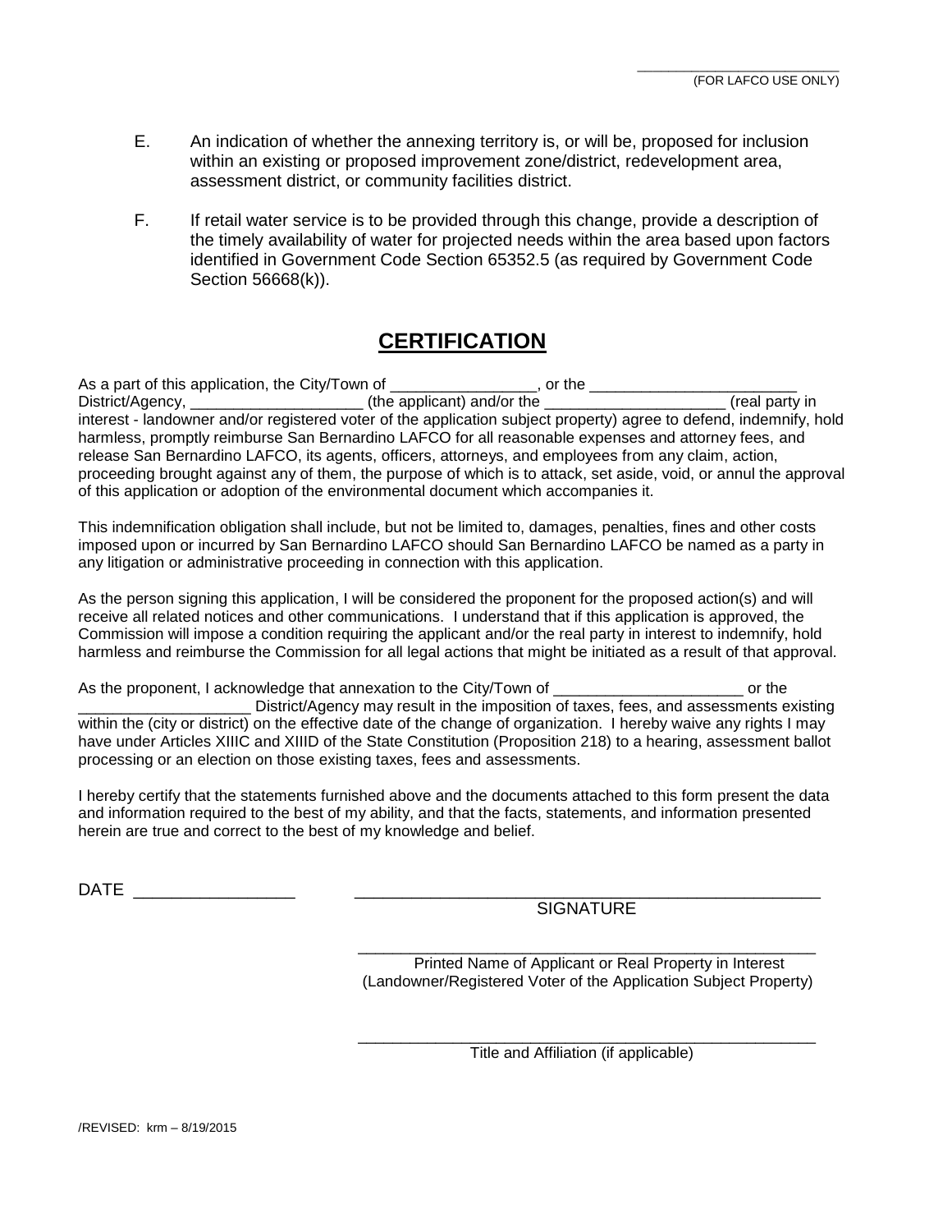\_\_\_\_\_\_\_\_\_\_\_\_\_\_\_\_\_\_\_\_\_\_\_\_\_
(FOR LAFCO USE ONLY)

E. An indication of whether the annexing territory is, or will be, proposed for inclusion within an existing or proposed improvement zone/district, redevelopment area, assessment district, or community facilities district.

F. If retail water service is to be provided through this change, provide a description of the timely availability of water for projected needs within the area based upon factors identified in Government Code Section 65352.5 (as required by Government Code Section 56668(k)).

## CERTIFICATION

As a part of this application, the City/Town of _________________, or the ________________________ District/Agency, ____________________ (the applicant) and/or the _____________________ (real party in interest - landowner and/or registered voter of the application subject property) agree to defend, indemnify, hold harmless, promptly reimburse San Bernardino LAFCO for all reasonable expenses and attorney fees, and release San Bernardino LAFCO, its agents, officers, attorneys, and employees from any claim, action, proceeding brought against any of them, the purpose of which is to attack, set aside, void, or annul the approval of this application or adoption of the environmental document which accompanies it.

This indemnification obligation shall include, but not be limited to, damages, penalties, fines and other costs imposed upon or incurred by San Bernardino LAFCO should San Bernardino LAFCO be named as a party in any litigation or administrative proceeding in connection with this application.

As the person signing this application, I will be considered the proponent for the proposed action(s) and will receive all related notices and other communications. I understand that if this application is approved, the Commission will impose a condition requiring the applicant and/or the real party in interest to indemnify, hold harmless and reimburse the Commission for all legal actions that might be initiated as a result of that approval.

As the proponent, I acknowledge that annexation to the City/Town of ______________________ or the ____________________ District/Agency may result in the imposition of taxes, fees, and assessments existing within the (city or district) on the effective date of the change of organization. I hereby waive any rights I may have under Articles XIIIC and XIIID of the State Constitution (Proposition 218) to a hearing, assessment ballot processing or an election on those existing taxes, fees and assessments.

I hereby certify that the statements furnished above and the documents attached to this form present the data and information required to the best of my ability, and that the facts, statements, and information presented herein are true and correct to the best of my knowledge and belief.

DATE _________________ \_\_\_\_\_\_\_\_\_\_\_\_\_\_\_\_\_\_\_\_\_\_\_\_\_\_\_\_\_\_\_\_\_\_\_\_\_\_\_\_\_\_\_\_\_\_\_\_\_\_
SIGNATURE

\_\_\_\_\_\_\_\_\_\_\_\_\_\_\_\_\_\_\_\_\_\_\_\_\_\_\_\_\_\_\_\_\_\_\_\_\_\_\_\_\_\_\_\_\_\_\_\_\_\_
Printed Name of Applicant or Real Property in Interest
(Landowner/Registered Voter of the Application Subject Property)

\_\_\_\_\_\_\_\_\_\_\_\_\_\_\_\_\_\_\_\_\_\_\_\_\_\_\_\_\_\_\_\_\_\_\_\_\_\_\_\_\_\_\_\_\_\_\_\_\_\_
Title and Affiliation (if applicable)

/REVISED: krm – 8/19/2015